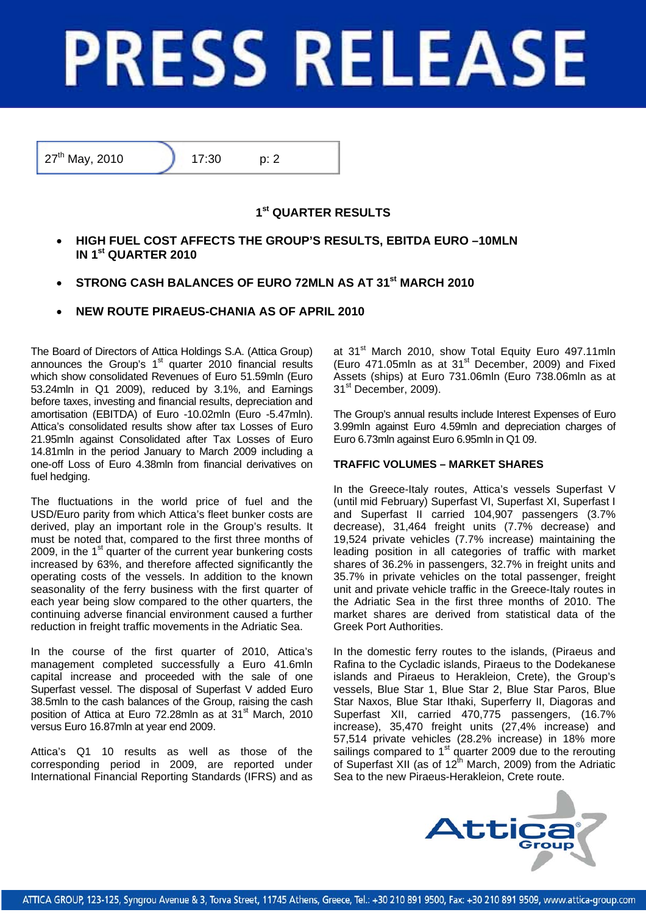# PRESS RELEASE

27th May, 2010 | 17:30 | p: 2

## 1st QUARTER RESULTS

- **HIGH FUEL COST AFFECTS THE GROUP'S RESULTS, EBITDA EURO –10MLN IN 1st QUARTER 2010**
- **STRONG CASH BALANCES OF EURO 72MLN AS AT 31st MARCH 2010**
- **NEW ROUTE PIRAEUS-CHANIA AS OF APRIL 2010**

The Board of Directors of Attica Holdings S.A. (Attica Group) announces the Group's 1st quarter 2010 financial results which show consolidated Revenues of Euro 51.59mln (Euro 53.24mln in Q1 2009), reduced by 3.1%, and Earnings before taxes, investing and financial results, depreciation and amortisation (EBITDA) of Euro -10.02mln (Euro -5.47mln). Attica's consolidated results show after tax Losses of Euro 21.95mln against Consolidated after Tax Losses of Euro 14.81mln in the period January to March 2009 including a one-off Loss of Euro 4.38mln from financial derivatives on fuel hedging.

The fluctuations in the world price of fuel and the USD/Euro parity from which Attica's fleet bunker costs are derived, play an important role in the Group's results. It must be noted that, compared to the first three months of 2009, in the 1st quarter of the current year bunkering costs increased by 63%, and therefore affected significantly the operating costs of the vessels. In addition to the known seasonality of the ferry business with the first quarter of each year being slow compared to the other quarters, the continuing adverse financial environment caused a further reduction in freight traffic movements in the Adriatic Sea.

In the course of the first quarter of 2010, Attica's management completed successfully a Euro 41.6mln capital increase and proceeded with the sale of one Superfast vessel. The disposal of Superfast V added Euro 38.5mln to the cash balances of the Group, raising the cash position of Attica at Euro 72.28mln as at 31st March, 2010 versus Euro 16.87mln at year end 2009.

Attica's Q1 10 results as well as those of the corresponding period in 2009, are reported under International Financial Reporting Standards (IFRS) and as at 31st March 2010, show Total Equity Euro 497.11mln (Euro 471.05mln as at 31st December, 2009) and Fixed Assets (ships) at Euro 731.06mln (Euro 738.06mln as at 31st December, 2009).

The Group's annual results include Interest Expenses of Euro 3.99mln against Euro 4.59mln and depreciation charges of Euro 6.73mln against Euro 6.95mln in Q1 09.

### TRAFFIC VOLUMES – MARKET SHARES

In the Greece-Italy routes, Attica's vessels Superfast V (until mid February) Superfast VI, Superfast XI, Superfast I and Superfast II carried 104,907 passengers (3.7% decrease), 31,464 freight units (7.7% decrease) and 19,524 private vehicles (7.7% increase) maintaining the leading position in all categories of traffic with market shares of 36.2% in passengers, 32.7% in freight units and 35.7% in private vehicles on the total passenger, freight unit and private vehicle traffic in the Greece-Italy routes in the Adriatic Sea in the first three months of 2010. The market shares are derived from statistical data of the Greek Port Authorities.

In the domestic ferry routes to the islands, (Piraeus and Rafina to the Cycladic islands, Piraeus to the Dodekanese islands and Piraeus to Herakleion, Crete), the Group's vessels, Blue Star 1, Blue Star 2, Blue Star Paros, Blue Star Naxos, Blue Star Ithaki, Superferry II, Diagoras and Superfast XII, carried 470,775 passengers, (16.7% increase), 35,470 freight units (27,4% increase) and 57,514 private vehicles (28.2% increase) in 18% more sailings compared to 1st quarter 2009 due to the rerouting of Superfast XII (as of 12th March, 2009) from the Adriatic Sea to the new Piraeus-Herakleion, Crete route.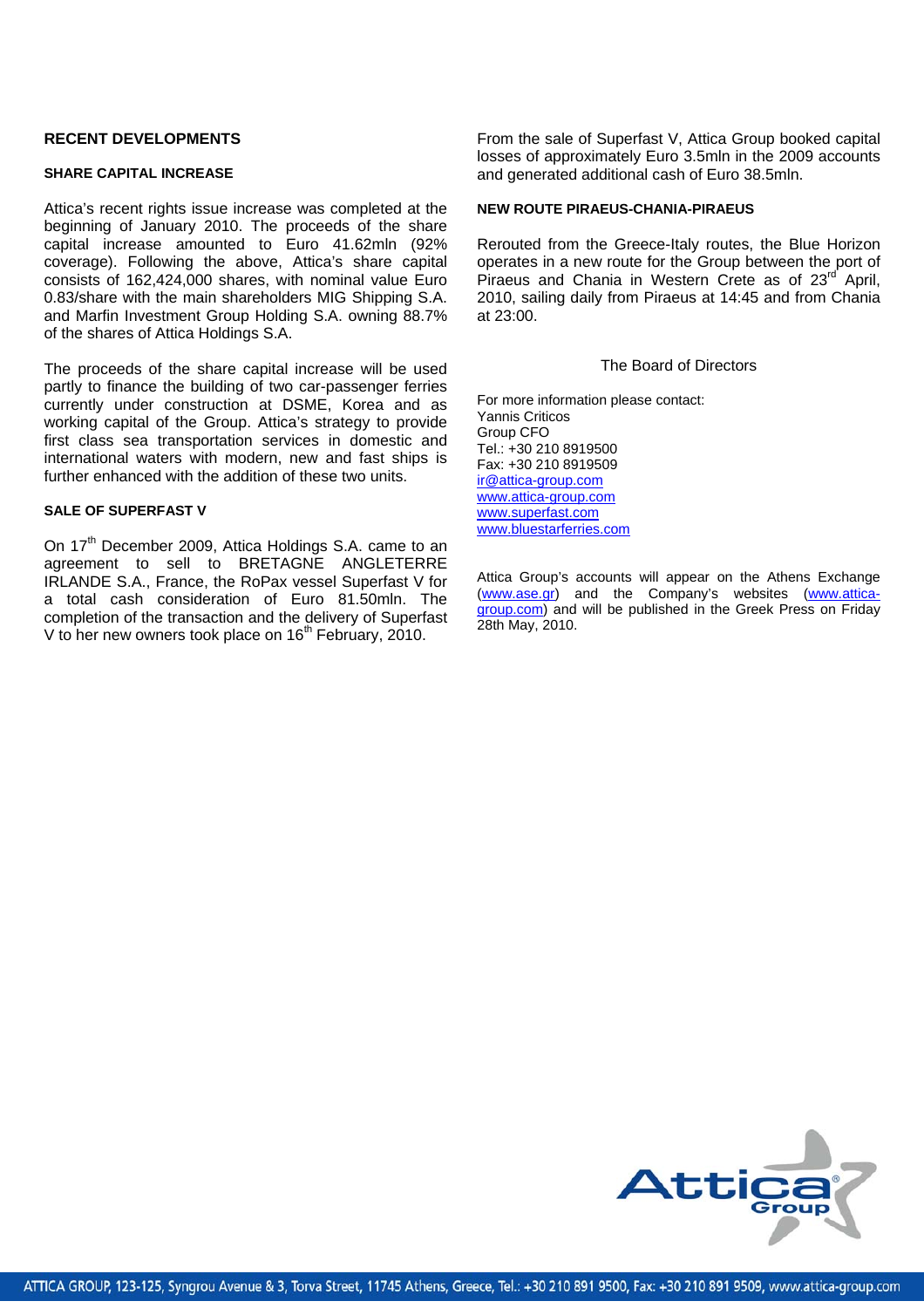## RECENT DEVELOPMENTS

### SHARE CAPITAL INCREASE

Attica's recent rights issue increase was completed at the beginning of January 2010. The proceeds of the share capital increase amounted to Euro 41.62mln (92% coverage). Following the above, Attica's share capital consists of 162,424,000 shares, with nominal value Euro 0.83/share with the main shareholders MIG Shipping S.A. and Marfin Investment Group Holding S.A. owning 88.7% of the shares of Attica Holdings S.A.

The proceeds of the share capital increase will be used partly to finance the building of two car-passenger ferries currently under construction at DSME, Korea and as working capital of the Group. Attica's strategy to provide first class sea transportation services in domestic and international waters with modern, new and fast ships is further enhanced with the addition of these two units.

### SALE OF SUPERFAST V

On 17th December 2009, Attica Holdings S.A. came to an agreement to sell to BRETAGNE ANGLETERRE IRLANDE S.A., France, the RoPax vessel Superfast V for a total cash consideration of Euro 81.50mln. The completion of the transaction and the delivery of Superfast V to her new owners took place on 16th February, 2010.

From the sale of Superfast V, Attica Group booked capital losses of approximately Euro 3.5mln in the 2009 accounts and generated additional cash of Euro 38.5mln.

### NEW ROUTE PIRAEUS-CHANIA-PIRAEUS

Rerouted from the Greece-Italy routes, the Blue Horizon operates in a new route for the Group between the port of Piraeus and Chania in Western Crete as of 23rd April, 2010, sailing daily from Piraeus at 14:45 and from Chania at 23:00.

The Board of Directors

For more information please contact:
Yannis Criticos
Group CFO
Tel.: +30 210 8919500
Fax: +30 210 8919509
ir@attica-group.com
www.attica-group.com
www.superfast.com
www.bluestarferries.com

Attica Group's accounts will appear on the Athens Exchange (www.ase.gr) and the Company's websites (www.attica-group.com) and will be published in the Greek Press on Friday 28th May, 2010.